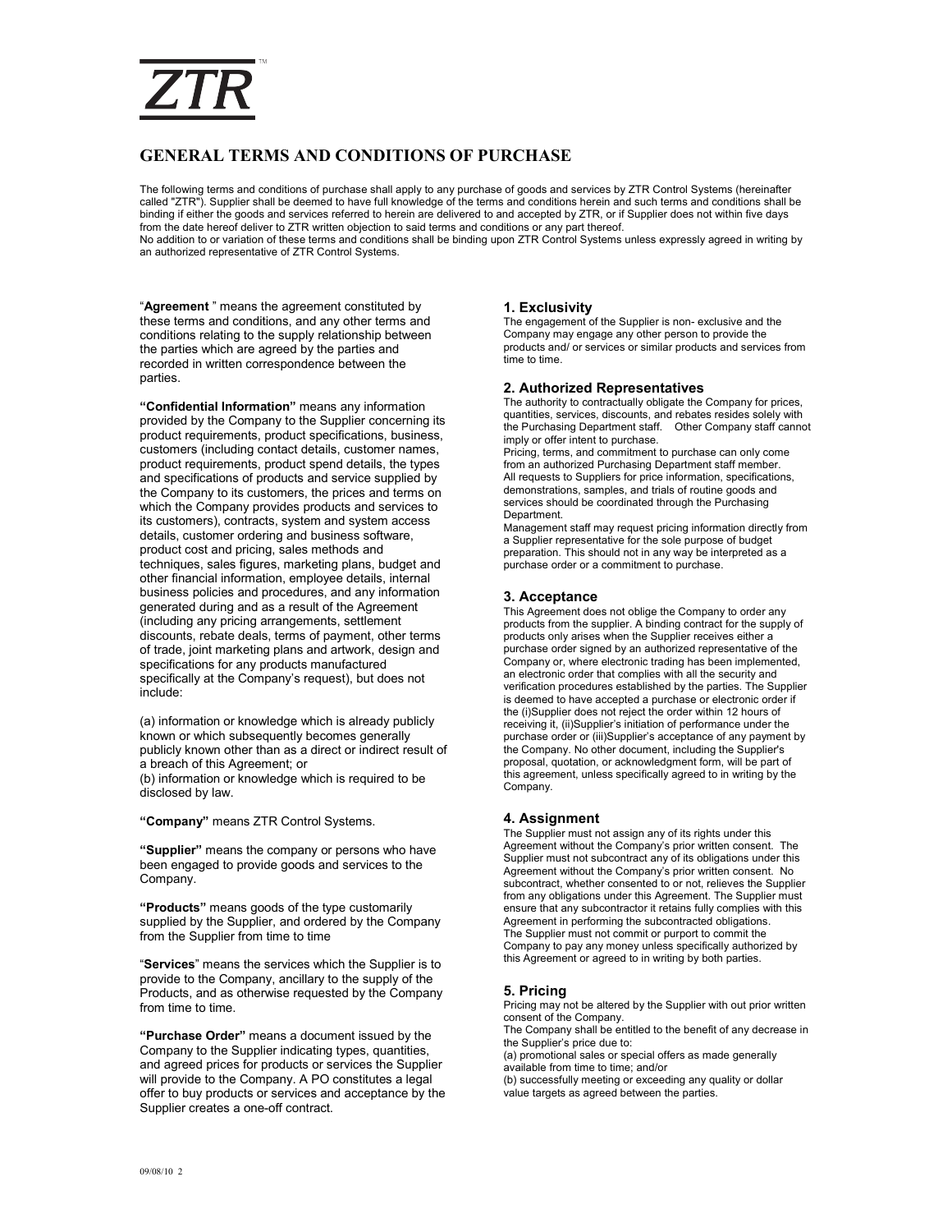# ZTR™

## GENERAL TERMS AND CONDITIONS OF PURCHASE

The following terms and conditions of purchase shall apply to any purchase of goods and services by ZTR Control Systems (hereinafter called "ZTR"). Supplier shall be deemed to have full knowledge of the terms and conditions herein and such terms and conditions shall be binding if either the goods and services referred to herein are delivered to and accepted by ZTR, or if Supplier does not within five days from the date hereof deliver to ZTR written objection to said terms and conditions or any part thereof.
No addition to or variation of these terms and conditions shall be binding upon ZTR Control Systems unless expressly agreed in writing by an authorized representative of ZTR Control Systems.

"**Agreement** " means the agreement constituted by these terms and conditions, and any other terms and conditions relating to the supply relationship between the parties which are agreed by the parties and recorded in written correspondence between the parties.

**"Confidential Information"** means any information provided by the Company to the Supplier concerning its product requirements, product specifications, business, customers (including contact details, customer names, product requirements, product spend details, the types and specifications of products and service supplied by the Company to its customers, the prices and terms on which the Company provides products and services to its customers), contracts, system and system access details, customer ordering and business software, product cost and pricing, sales methods and techniques, sales figures, marketing plans, budget and other financial information, employee details, internal business policies and procedures, and any information generated during and as a result of the Agreement (including any pricing arrangements, settlement discounts, rebate deals, terms of payment, other terms of trade, joint marketing plans and artwork, design and specifications for any products manufactured specifically at the Company's request), but does not include:

(a) information or knowledge which is already publicly known or which subsequently becomes generally publicly known other than as a direct or indirect result of a breach of this Agreement; or
(b) information or knowledge which is required to be disclosed by law.

**"Company"** means ZTR Control Systems.

**"Supplier"** means the company or persons who have been engaged to provide goods and services to the Company.

**"Products"** means goods of the type customarily supplied by the Supplier, and ordered by the Company from the Supplier from time to time

"**Services**" means the services which the Supplier is to provide to the Company, ancillary to the supply of the Products, and as otherwise requested by the Company from time to time.

**"Purchase Order"** means a document issued by the Company to the Supplier indicating types, quantities, and agreed prices for products or services the Supplier will provide to the Company. A PO constitutes a legal offer to buy products or services and acceptance by the Supplier creates a one-off contract.

### 1. Exclusivity

The engagement of the Supplier is non- exclusive and the Company may engage any other person to provide the products and/ or services or similar products and services from time to time.

### 2. Authorized Representatives

The authority to contractually obligate the Company for prices, quantities, services, discounts, and rebates resides solely with the Purchasing Department staff. Other Company staff cannot imply or offer intent to purchase.
Pricing, terms, and commitment to purchase can only come from an authorized Purchasing Department staff member.
All requests to Suppliers for price information, specifications, demonstrations, samples, and trials of routine goods and services should be coordinated through the Purchasing Department.
Management staff may request pricing information directly from a Supplier representative for the sole purpose of budget preparation. This should not in any way be interpreted as a purchase order or a commitment to purchase.

### 3. Acceptance

This Agreement does not oblige the Company to order any products from the supplier. A binding contract for the supply of products only arises when the Supplier receives either a purchase order signed by an authorized representative of the Company or, where electronic trading has been implemented, an electronic order that complies with all the security and verification procedures established by the parties. The Supplier is deemed to have accepted a purchase or electronic order if the (i)Supplier does not reject the order within 12 hours of receiving it, (ii)Supplier's initiation of performance under the purchase order or (iii)Supplier's acceptance of any payment by the Company. No other document, including the Supplier's proposal, quotation, or acknowledgment form, will be part of this agreement, unless specifically agreed to in writing by the Company.

### 4. Assignment

The Supplier must not assign any of its rights under this Agreement without the Company's prior written consent. The Supplier must not subcontract any of its obligations under this Agreement without the Company's prior written consent. No subcontract, whether consented to or not, relieves the Supplier from any obligations under this Agreement. The Supplier must ensure that any subcontractor it retains fully complies with this Agreement in performing the subcontracted obligations.
The Supplier must not commit or purport to commit the Company to pay any money unless specifically authorized by this Agreement or agreed to in writing by both parties.

### 5. Pricing

Pricing may not be altered by the Supplier with out prior written consent of the Company.
The Company shall be entitled to the benefit of any decrease in the Supplier's price due to:
(a) promotional sales or special offers as made generally available from time to time; and/or
(b) successfully meeting or exceeding any quality or dollar value targets as agreed between the parties.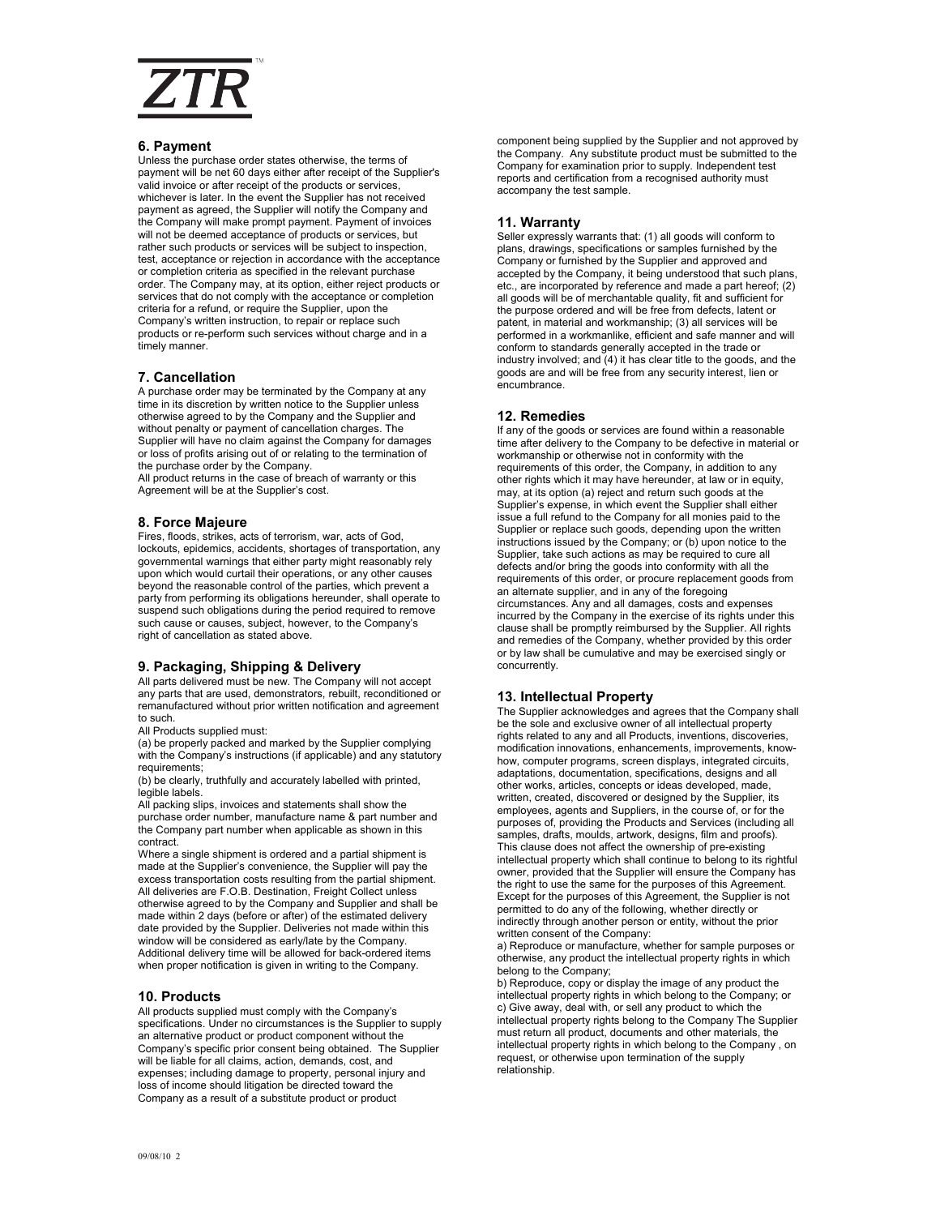## 6. Payment

Unless the purchase order states otherwise, the terms of payment will be net 60 days either after receipt of the Supplier's valid invoice or after receipt of the products or services, whichever is later. In the event the Supplier has not received payment as agreed, the Supplier will notify the Company and the Company will make prompt payment. Payment of invoices will not be deemed acceptance of products or services, but rather such products or services will be subject to inspection, test, acceptance or rejection in accordance with the acceptance or completion criteria as specified in the relevant purchase order. The Company may, at its option, either reject products or services that do not comply with the acceptance or completion criteria for a refund, or require the Supplier, upon the Company's written instruction, to repair or replace such products or re-perform such services without charge and in a timely manner.

## 7. Cancellation

A purchase order may be terminated by the Company at any time in its discretion by written notice to the Supplier unless otherwise agreed to by the Company and the Supplier and without penalty or payment of cancellation charges. The Supplier will have no claim against the Company for damages or loss of profits arising out of or relating to the termination of the purchase order by the Company.

All product returns in the case of breach of warranty or this Agreement will be at the Supplier's cost.

## 8. Force Majeure

Fires, floods, strikes, acts of terrorism, war, acts of God, lockouts, epidemics, accidents, shortages of transportation, any governmental warnings that either party might reasonably rely upon which would curtail their operations, or any other causes beyond the reasonable control of the parties, which prevent a party from performing its obligations hereunder, shall operate to suspend such obligations during the period required to remove such cause or causes, subject, however, to the Company's right of cancellation as stated above.

## 9. Packaging, Shipping & Delivery

All parts delivered must be new. The Company will not accept any parts that are used, demonstrators, rebuilt, reconditioned or remanufactured without prior written notification and agreement to such.

All Products supplied must:

(a) be properly packed and marked by the Supplier complying with the Company's instructions (if applicable) and any statutory requirements;

(b) be clearly, truthfully and accurately labelled with printed, legible labels.

All packing slips, invoices and statements shall show the purchase order number, manufacture name & part number and the Company part number when applicable as shown in this contract.

Where a single shipment is ordered and a partial shipment is made at the Supplier's convenience, the Supplier will pay the excess transportation costs resulting from the partial shipment. All deliveries are F.O.B. Destination, Freight Collect unless otherwise agreed to by the Company and Supplier and shall be made within 2 days (before or after) of the estimated delivery date provided by the Supplier. Deliveries not made within this window will be considered as early/late by the Company. Additional delivery time will be allowed for back-ordered items when proper notification is given in writing to the Company.

## 10. Products

All products supplied must comply with the Company's specifications. Under no circumstances is the Supplier to supply an alternative product or product component without the Company's specific prior consent being obtained. The Supplier will be liable for all claims, action, demands, cost, and expenses; including damage to property, personal injury and loss of income should litigation be directed toward the Company as a result of a substitute product or product component being supplied by the Supplier and not approved by the Company. Any substitute product must be submitted to the Company for examination prior to supply. Independent test reports and certification from a recognised authority must accompany the test sample.

## 11. Warranty

Seller expressly warrants that: (1) all goods will conform to plans, drawings, specifications or samples furnished by the Company or furnished by the Supplier and approved and accepted by the Company, it being understood that such plans, etc., are incorporated by reference and made a part hereof; (2) all goods will be of merchantable quality, fit and sufficient for the purpose ordered and will be free from defects, latent or patent, in material and workmanship; (3) all services will be performed in a workmanlike, efficient and safe manner and will conform to standards generally accepted in the trade or industry involved; and (4) it has clear title to the goods, and the goods are and will be free from any security interest, lien or encumbrance.

## 12. Remedies

If any of the goods or services are found within a reasonable time after delivery to the Company to be defective in material or workmanship or otherwise not in conformity with the requirements of this order, the Company, in addition to any other rights which it may have hereunder, at law or in equity, may, at its option (a) reject and return such goods at the Supplier's expense, in which event the Supplier shall either issue a full refund to the Company for all monies paid to the Supplier or replace such goods, depending upon the written instructions issued by the Company; or (b) upon notice to the Supplier, take such actions as may be required to cure all defects and/or bring the goods into conformity with all the requirements of this order, or procure replacement goods from an alternate supplier, and in any of the foregoing circumstances. Any and all damages, costs and expenses incurred by the Company in the exercise of its rights under this clause shall be promptly reimbursed by the Supplier. All rights and remedies of the Company, whether provided by this order or by law shall be cumulative and may be exercised singly or concurrently.

## 13. Intellectual Property

The Supplier acknowledges and agrees that the Company shall be the sole and exclusive owner of all intellectual property rights related to any and all Products, inventions, discoveries, modification innovations, enhancements, improvements, know-how, computer programs, screen displays, integrated circuits, adaptations, documentation, specifications, designs and all other works, articles, concepts or ideas developed, made, written, created, discovered or designed by the Supplier, its employees, agents and Suppliers, in the course of, or for the purposes of, providing the Products and Services (including all samples, drafts, moulds, artwork, designs, film and proofs). This clause does not affect the ownership of pre-existing intellectual property which shall continue to belong to its rightful owner, provided that the Supplier will ensure the Company has the right to use the same for the purposes of this Agreement. Except for the purposes of this Agreement, the Supplier is not permitted to do any of the following, whether directly or indirectly through another person or entity, without the prior written consent of the Company:

a) Reproduce or manufacture, whether for sample purposes or otherwise, any product the intellectual property rights in which belong to the Company;

b) Reproduce, copy or display the image of any product the intellectual property rights in which belong to the Company; or

c) Give away, deal with, or sell any product to which the intellectual property rights belong to the Company The Supplier must return all product, documents and other materials, the intellectual property rights in which belong to the Company , on request, or otherwise upon termination of the supply relationship.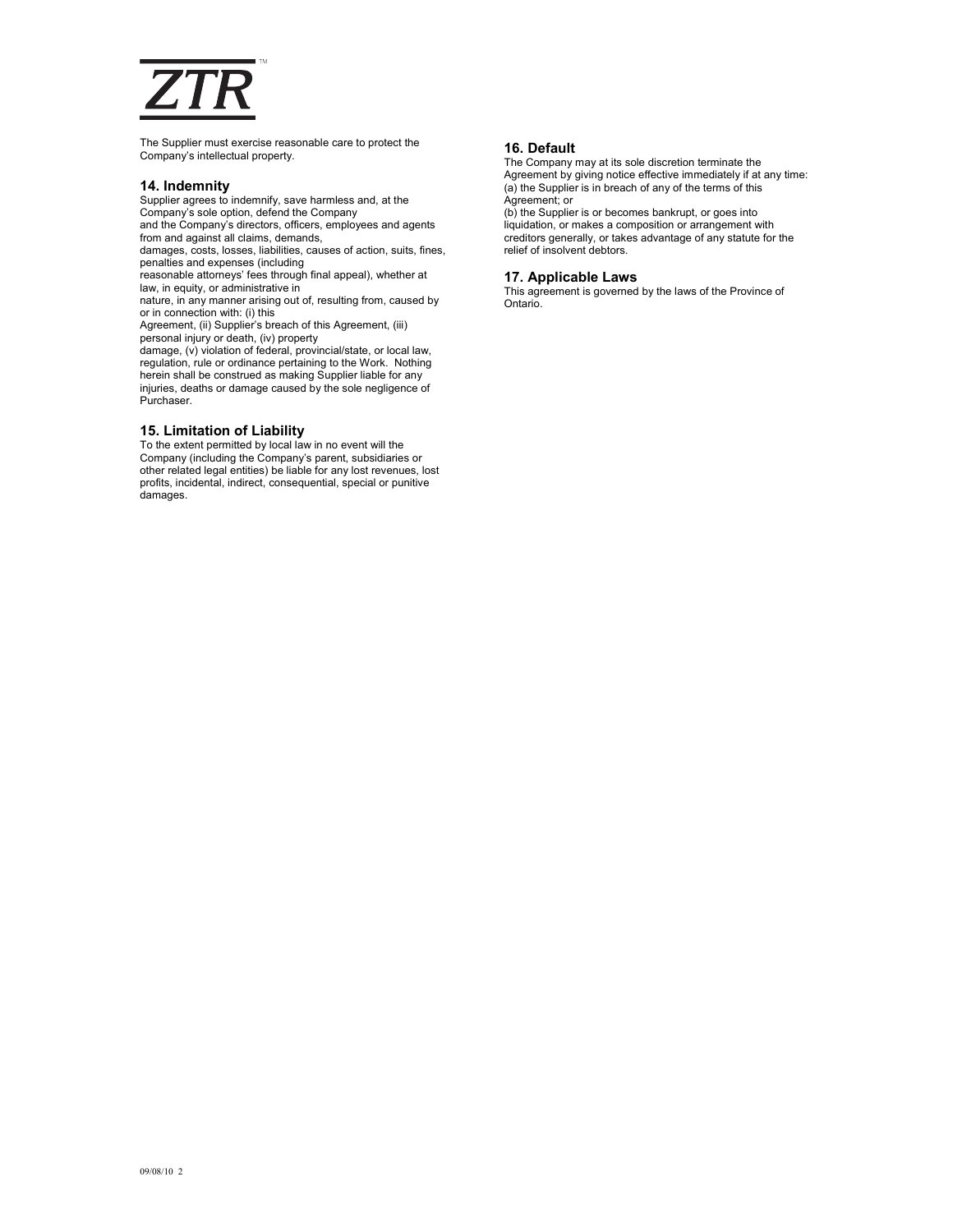The Supplier must exercise reasonable care to protect the Company's intellectual property.

## 14. Indemnity

Supplier agrees to indemnify, save harmless and, at the Company's sole option, defend the Company and the Company's directors, officers, employees and agents from and against all claims, demands, damages, costs, losses, liabilities, causes of action, suits, fines, penalties and expenses (including reasonable attorneys' fees through final appeal), whether at law, in equity, or administrative in nature, in any manner arising out of, resulting from, caused by or in connection with: (i) this Agreement, (ii) Supplier's breach of this Agreement, (iii) personal injury or death, (iv) property damage, (v) violation of federal, provincial/state, or local law, regulation, rule or ordinance pertaining to the Work. Nothing herein shall be construed as making Supplier liable for any injuries, deaths or damage caused by the sole negligence of Purchaser.

## 15. Limitation of Liability

To the extent permitted by local law in no event will the Company (including the Company's parent, subsidiaries or other related legal entities) be liable for any lost revenues, lost profits, incidental, indirect, consequential, special or punitive damages.

## 16. Default

The Company may at its sole discretion terminate the Agreement by giving notice effective immediately if at any time:
(a) the Supplier is in breach of any of the terms of this Agreement; or
(b) the Supplier is or becomes bankrupt, or goes into liquidation, or makes a composition or arrangement with creditors generally, or takes advantage of any statute for the relief of insolvent debtors.

## 17. Applicable Laws

This agreement is governed by the laws of the Province of Ontario.